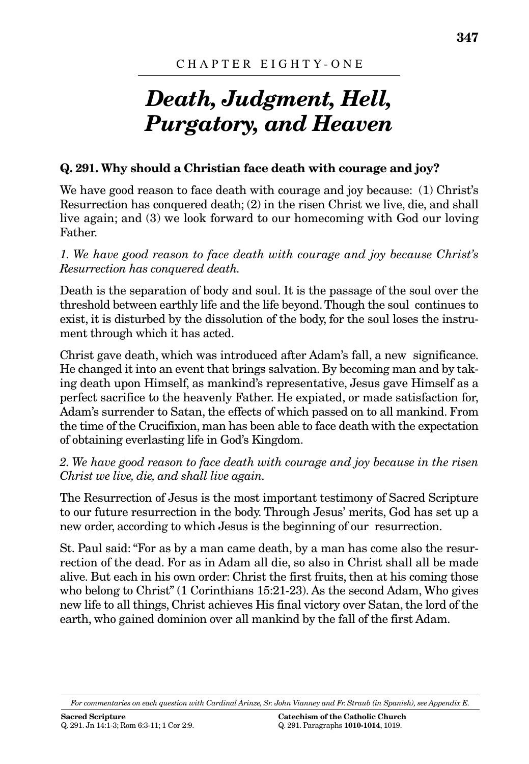CHAPTER EIGHTY-ONE

# *Death, Judgment, Hell, Purgatory, and Heaven*

## Q. 291. Why should a Christian face death with courage and joy?

We have good reason to face death with courage and joy because: (1) Christ's Resurrection has conquered death; (2) in the risen Christ we live, die, and shall live again; and (3) we look forward to our homecoming with God our loving Father.

*1. We have good reason to face death with courage and joy because Christ's Resurrection has conquered death.*

Death is the separation of body and soul. It is the passage of the soul over the threshold between earthly life and the life beyond. Though the soul continues to exist, it is disturbed by the dissolution of the body, for the soul loses the instrument through which it has acted.

Christ gave death, which was introduced after Adam's fall, a new significance. He changed it into an event that brings salvation. By becoming man and by taking death upon Himself, as mankind's representative, Jesus gave Himself as a perfect sacrifice to the heavenly Father. He expiated, or made satisfaction for, Adam's surrender to Satan, the effects of which passed on to all mankind. From the time of the Crucifixion, man has been able to face death with the expectation of obtaining everlasting life in God's Kingdom.

*2. We have good reason to face death with courage and joy because in the risen Christ we live, die, and shall live again.*

The Resurrection of Jesus is the most important testimony of Sacred Scripture to our future resurrection in the body. Through Jesus' merits, God has set up a new order, according to which Jesus is the beginning of our resurrection.

St. Paul said: "For as by a man came death, by a man has come also the resurrection of the dead. For as in Adam all die, so also in Christ shall all be made alive. But each in his own order: Christ the first fruits, then at his coming those who belong to Christ" (1 Corinthians 15:21-23). As the second Adam, Who gives new life to all things, Christ achieves His final victory over Satan, the lord of the earth, who gained dominion over all mankind by the fall of the first Adam.

---

*For commentaries on each question with Cardinal Arinze, Sr. John Vianney and Fr. Straub (in Spanish), see Appendix E.*

**Sacred Scripture**
Q. 291. Jn 14:1-3; Rom 6:3-11; 1 Cor 2:9.

**Catechism of the Catholic Church**
Q. 291. Paragraphs **1010-1014**, 1019.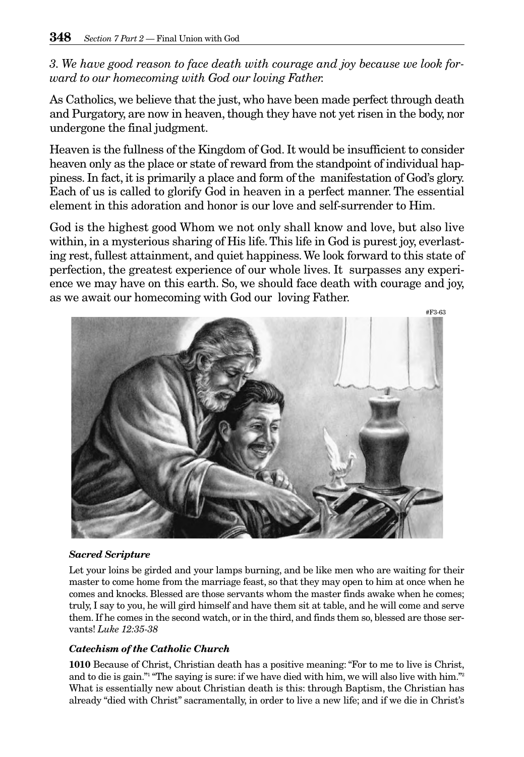*3. We have good reason to face death with courage and joy because we look forward to our homecoming with God our loving Father.*

As Catholics, we believe that the just, who have been made perfect through death and Purgatory, are now in heaven, though they have not yet risen in the body, nor undergone the final judgment.

Heaven is the fullness of the Kingdom of God. It would be insufficient to consider heaven only as the place or state of reward from the standpoint of individual happiness. In fact, it is primarily a place and form of the manifestation of God's glory. Each of us is called to glorify God in heaven in a perfect manner. The essential element in this adoration and honor is our love and self-surrender to Him.

God is the highest good Whom we not only shall know and love, but also live within, in a mysterious sharing of His life. This life in God is purest joy, everlasting rest, fullest attainment, and quiet happiness. We look forward to this state of perfection, the greatest experience of our whole lives. It surpasses any experience we may have on this earth. So, we should face death with courage and joy, as we await our homecoming with God our loving Father.

#F3-63

***Sacred Scripture***

Let your loins be girded and your lamps burning, and be like men who are waiting for their master to come home from the marriage feast, so that they may open to him at once when he comes and knocks. Blessed are those servants whom the master finds awake when he comes; truly, I say to you, he will gird himself and have them sit at table, and he will come and serve them. If he comes in the second watch, or in the third, and finds them so, blessed are those servants! *Luke 12:35-38*

***Catechism of the Catholic Church***

**1010** Because of Christ, Christian death has a positive meaning: "For to me to live is Christ, and to die is gain."[1] "The saying is sure: if we have died with him, we will also live with him."[2] What is essentially new about Christian death is this: through Baptism, the Christian has already "died with Christ" sacramentally, in order to live a new life; and if we die in Christ's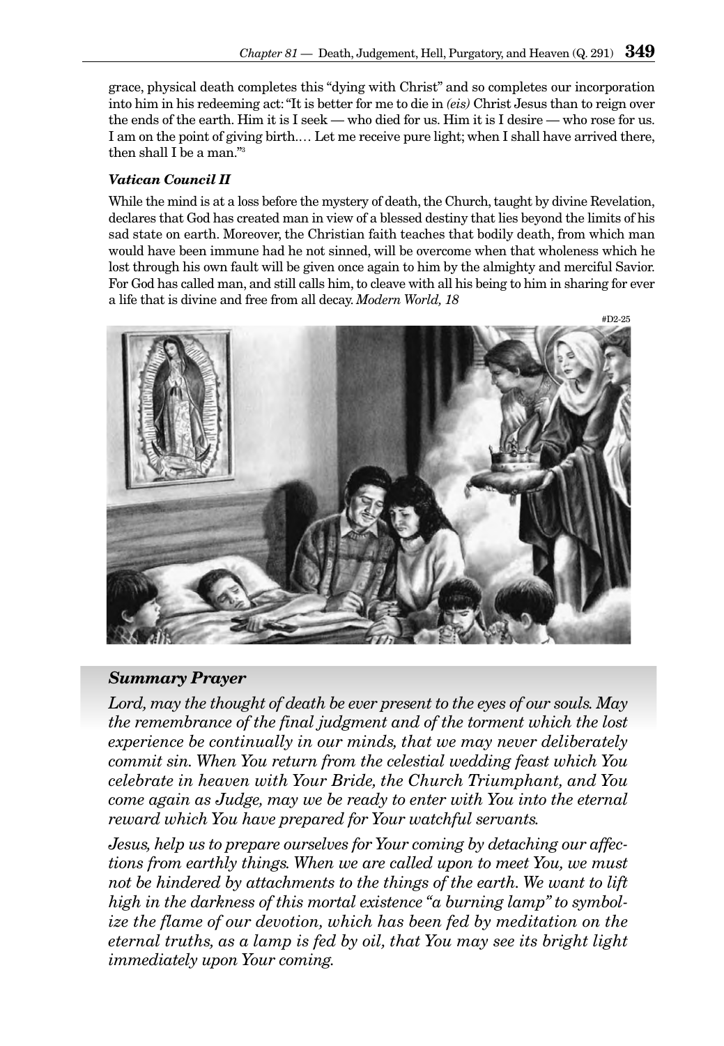grace, physical death completes this "dying with Christ" and so completes our incorporation into him in his redeeming act: "It is better for me to die in *(eis)* Christ Jesus than to reign over the ends of the earth. Him it is I seek — who died for us. Him it is I desire — who rose for us. I am on the point of giving birth.… Let me receive pure light; when I shall have arrived there, then shall I be a man."[3]

***Vatican Council II***

While the mind is at a loss before the mystery of death, the Church, taught by divine Revelation, declares that God has created man in view of a blessed destiny that lies beyond the limits of his sad state on earth. Moreover, the Christian faith teaches that bodily death, from which man would have been immune had he not sinned, will be overcome when that wholeness which he lost through his own fault will be given once again to him by the almighty and merciful Savior. For God has called man, and still calls him, to cleave with all his being to him in sharing for ever a life that is divine and free from all decay. *Modern World, 18*

#D2-25

## *Summary Prayer*

*Lord, may the thought of death be ever present to the eyes of our souls. May the remembrance of the final judgment and of the torment which the lost experience be continually in our minds, that we may never deliberately commit sin. When You return from the celestial wedding feast which You celebrate in heaven with Your Bride, the Church Triumphant, and You come again as Judge, may we be ready to enter with You into the eternal reward which You have prepared for Your watchful servants.*

*Jesus, help us to prepare ourselves for Your coming by detaching our affections from earthly things. When we are called upon to meet You, we must not be hindered by attachments to the things of the earth. We want to lift high in the darkness of this mortal existence "a burning lamp" to symbolize the flame of our devotion, which has been fed by meditation on the eternal truths, as a lamp is fed by oil, that You may see its bright light immediately upon Your coming.*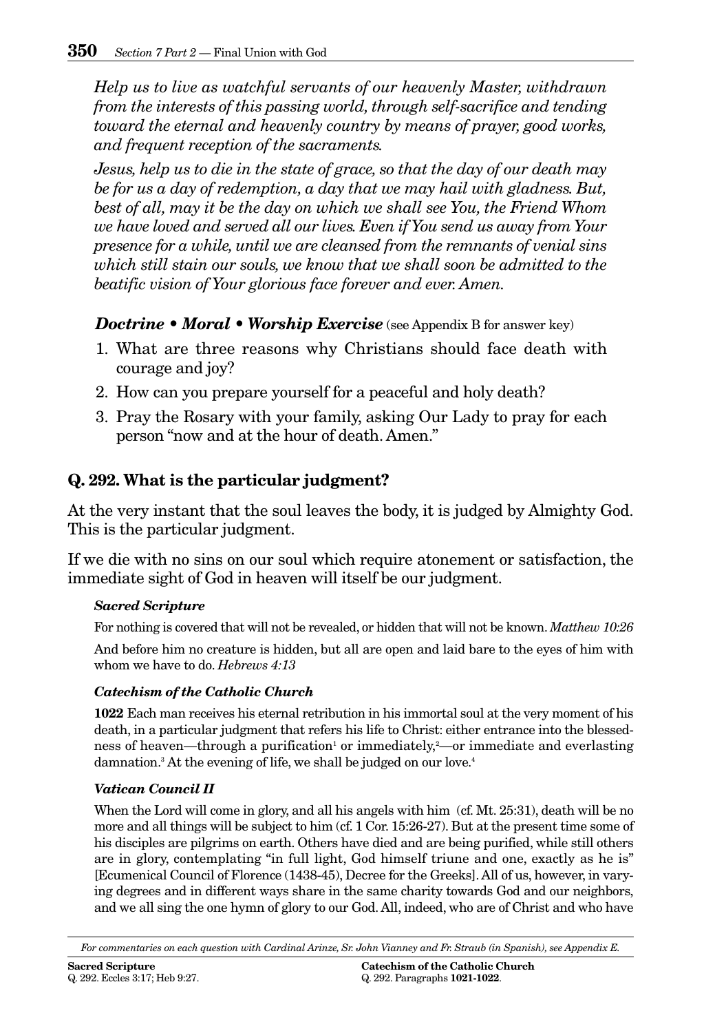*Help us to live as watchful servants of our heavenly Master, withdrawn from the interests of this passing world, through self-sacrifice and tending toward the eternal and heavenly country by means of prayer, good works, and frequent reception of the sacraments.*

*Jesus, help us to die in the state of grace, so that the day of our death may be for us a day of redemption, a day that we may hail with gladness. But, best of all, may it be the day on which we shall see You, the Friend Whom we have loved and served all our lives. Even if You send us away from Your presence for a while, until we are cleansed from the remnants of venial sins which still stain our souls, we know that we shall soon be admitted to the beatific vision of Your glorious face forever and ever. Amen.*

***Doctrine • Moral • Worship Exercise*** (see Appendix B for answer key)

1. What are three reasons why Christians should face death with courage and joy?
2. How can you prepare yourself for a peaceful and holy death?
3. Pray the Rosary with your family, asking Our Lady to pray for each person "now and at the hour of death. Amen."

## Q. 292. What is the particular judgment?

At the very instant that the soul leaves the body, it is judged by Almighty God. This is the particular judgment.

If we die with no sins on our soul which require atonement or satisfaction, the immediate sight of God in heaven will itself be our judgment.

#### *Sacred Scripture*

For nothing is covered that will not be revealed, or hidden that will not be known. *Matthew 10:26*

And before him no creature is hidden, but all are open and laid bare to the eyes of him with whom we have to do. *Hebrews 4:13*

#### *Catechism of the Catholic Church*

**1022** Each man receives his eternal retribution in his immortal soul at the very moment of his death, in a particular judgment that refers his life to Christ: either entrance into the blessedness of heaven—through a purification[1] or immediately,[2]—or immediate and everlasting damnation.[3] At the evening of life, we shall be judged on our love.[4]

#### *Vatican Council II*

When the Lord will come in glory, and all his angels with him (cf. Mt. 25:31), death will be no more and all things will be subject to him (cf. 1 Cor. 15:26-27). But at the present time some of his disciples are pilgrims on earth. Others have died and are being purified, while still others are in glory, contemplating "in full light, God himself triune and one, exactly as he is" [Ecumenical Council of Florence (1438-45), Decree for the Greeks]. All of us, however, in varying degrees and in different ways share in the same charity towards God and our neighbors, and we all sing the one hymn of glory to our God. All, indeed, who are of Christ and who have

*For commentaries on each question with Cardinal Arinze, Sr. John Vianney and Fr. Straub (in Spanish), see Appendix E.*

**Sacred Scripture**
Q. 292. Eccles 3:17; Heb 9:27.

**Catechism of the Catholic Church**
Q. 292. Paragraphs **1021-1022**.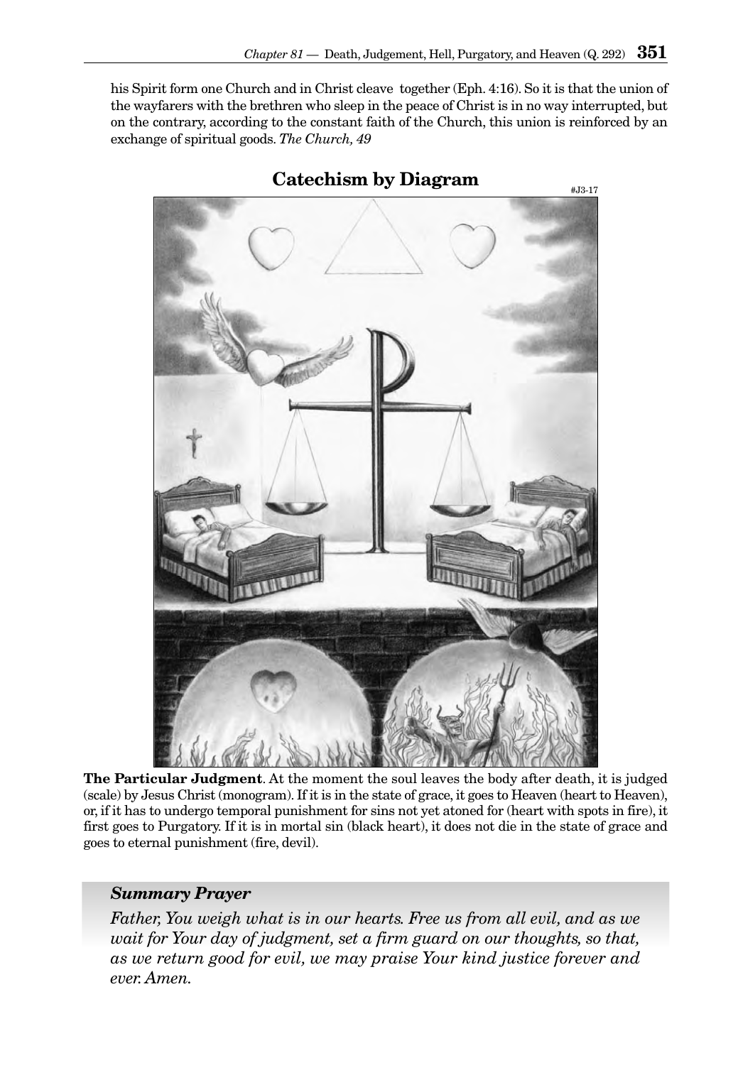his Spirit form one Church and in Christ cleave together (Eph. 4:16). So it is that the union of the wayfarers with the brethren who sleep in the peace of Christ is in no way interrupted, but on the contrary, according to the constant faith of the Church, this union is reinforced by an exchange of spiritual goods. *The Church, 49*

## Catechism by Diagram

#J3-17

**The Particular Judgment**. At the moment the soul leaves the body after death, it is judged (scale) by Jesus Christ (monogram). If it is in the state of grace, it goes to Heaven (heart to Heaven), or, if it has to undergo temporal punishment for sins not yet atoned for (heart with spots in fire), it first goes to Purgatory. If it is in mortal sin (black heart), it does not die in the state of grace and goes to eternal punishment (fire, devil).

### *Summary Prayer*

***Father, You weigh what is in our hearts. Free us from all evil, and as we wait for Your day of judgment, set a firm guard on our thoughts, so that, as we return good for evil, we may praise Your kind justice forever and ever. Amen.***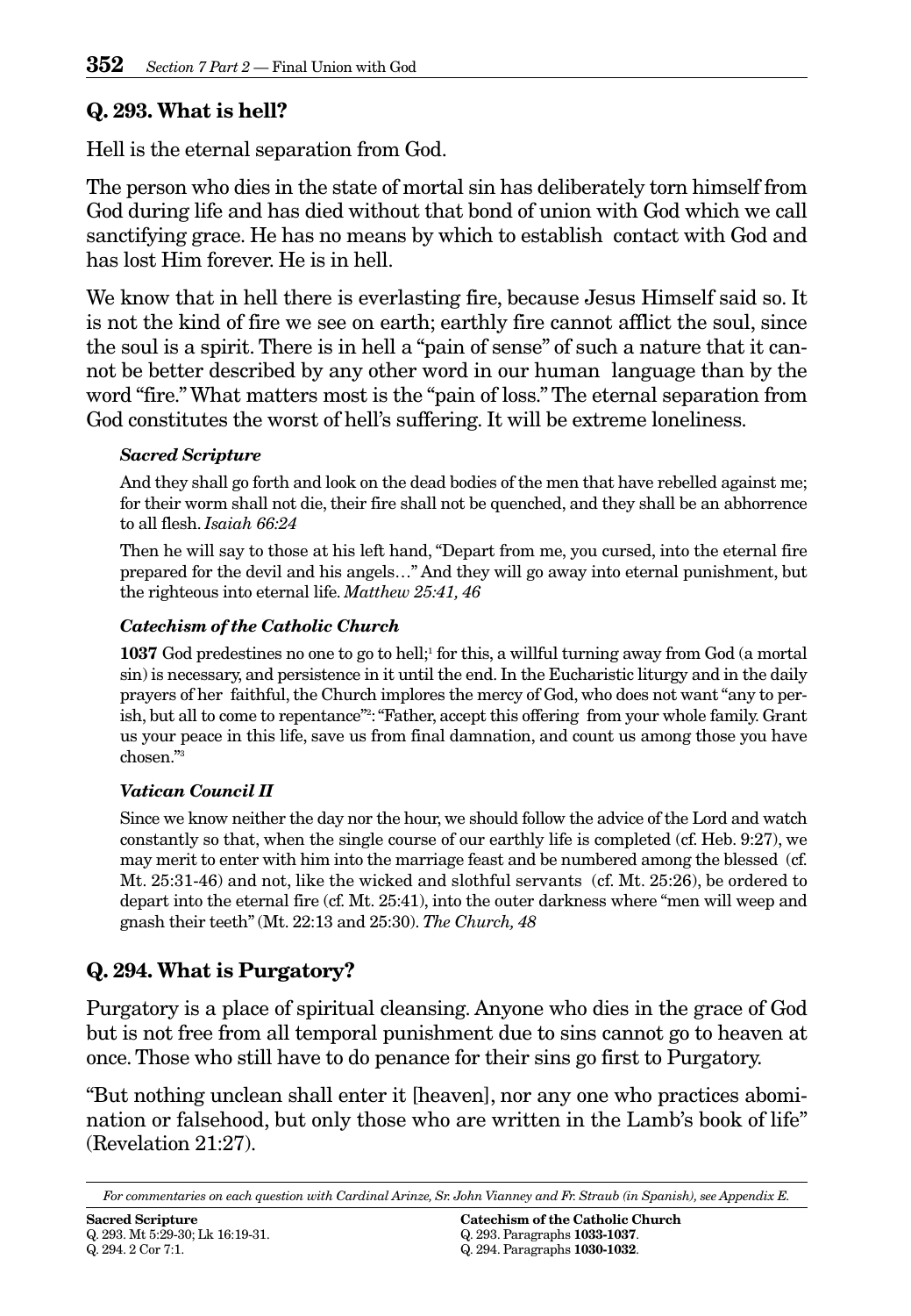## Q. 293. What is hell?

Hell is the eternal separation from God.

The person who dies in the state of mortal sin has deliberately torn himself from God during life and has died without that bond of union with God which we call sanctifying grace. He has no means by which to establish contact with God and has lost Him forever. He is in hell.

We know that in hell there is everlasting fire, because Jesus Himself said so. It is not the kind of fire we see on earth; earthly fire cannot afflict the soul, since the soul is a spirit. There is in hell a "pain of sense" of such a nature that it cannot be better described by any other word in our human language than by the word "fire." What matters most is the "pain of loss." The eternal separation from God constitutes the worst of hell's suffering. It will be extreme loneliness.

#### *Sacred Scripture*

And they shall go forth and look on the dead bodies of the men that have rebelled against me; for their worm shall not die, their fire shall not be quenched, and they shall be an abhorrence to all flesh. *Isaiah 66:24*

Then he will say to those at his left hand, "Depart from me, you cursed, into the eternal fire prepared for the devil and his angels…" And they will go away into eternal punishment, but the righteous into eternal life. *Matthew 25:41, 46*

#### *Catechism of the Catholic Church*

**1037** God predestines no one to go to hell;[1] for this, a willful turning away from God (a mortal sin) is necessary, and persistence in it until the end. In the Eucharistic liturgy and in the daily prayers of her faithful, the Church implores the mercy of God, who does not want "any to perish, but all to come to repentance"[2]: "Father, accept this offering from your whole family. Grant us your peace in this life, save us from final damnation, and count us among those you have chosen."[3]

#### *Vatican Council II*

Since we know neither the day nor the hour, we should follow the advice of the Lord and watch constantly so that, when the single course of our earthly life is completed (cf. Heb. 9:27), we may merit to enter with him into the marriage feast and be numbered among the blessed (cf. Mt. 25:31-46) and not, like the wicked and slothful servants (cf. Mt. 25:26), be ordered to depart into the eternal fire (cf. Mt. 25:41), into the outer darkness where "men will weep and gnash their teeth" (Mt. 22:13 and 25:30). *The Church, 48*

## Q. 294. What is Purgatory?

Purgatory is a place of spiritual cleansing. Anyone who dies in the grace of God but is not free from all temporal punishment due to sins cannot go to heaven at once. Those who still have to do penance for their sins go first to Purgatory.

"But nothing unclean shall enter it [heaven], nor any one who practices abomination or falsehood, but only those who are written in the Lamb's book of life" (Revelation 21:27).

---

*For commentaries on each question with Cardinal Arinze, Sr. John Vianney and Fr. Straub (in Spanish), see Appendix E.*

**Sacred Scripture**
Q. 293. Mt 5:29-30; Lk 16:19-31.
Q. 294. 2 Cor 7:1.

**Catechism of the Catholic Church**
Q. 293. Paragraphs **1033-1037**.
Q. 294. Paragraphs **1030-1032**.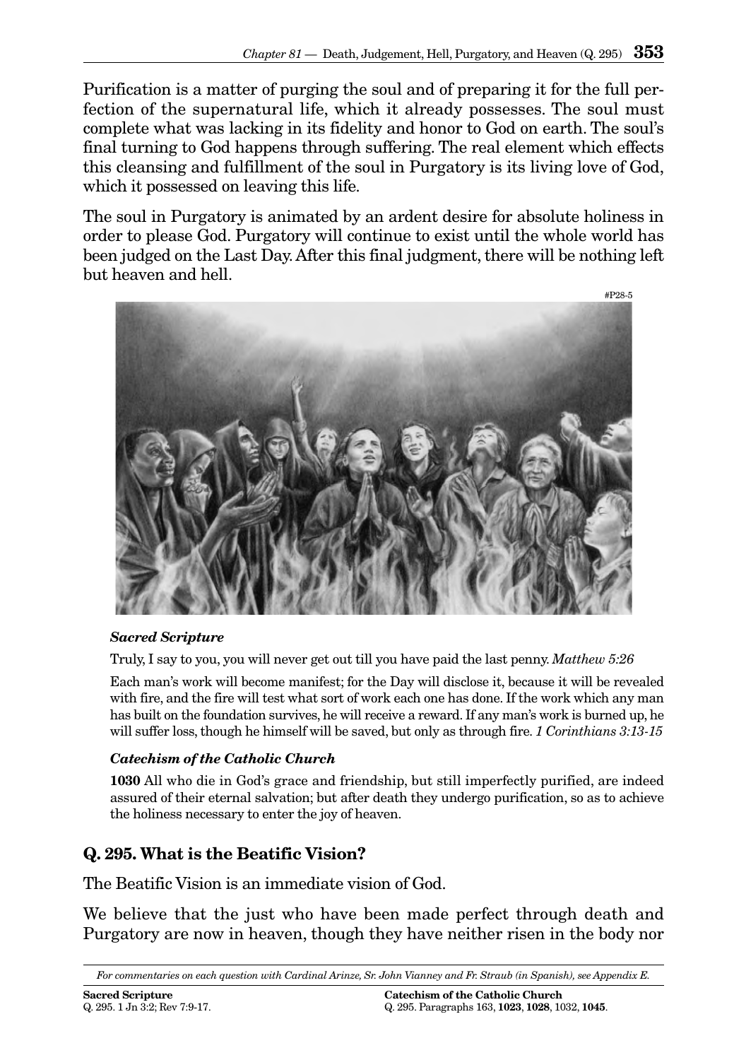Purification is a matter of purging the soul and of preparing it for the full perfection of the supernatural life, which it already possesses. The soul must complete what was lacking in its fidelity and honor to God on earth. The soul's final turning to God happens through suffering. The real element which effects this cleansing and fulfillment of the soul in Purgatory is its living love of God, which it possessed on leaving this life.

The soul in Purgatory is animated by an ardent desire for absolute holiness in order to please God. Purgatory will continue to exist until the whole world has been judged on the Last Day. After this final judgment, there will be nothing left but heaven and hell.

#P28-5

***Sacred Scripture***

Truly, I say to you, you will never get out till you have paid the last penny. *Matthew 5:26*

Each man's work will become manifest; for the Day will disclose it, because it will be revealed with fire, and the fire will test what sort of work each one has done. If the work which any man has built on the foundation survives, he will receive a reward. If any man's work is burned up, he will suffer loss, though he himself will be saved, but only as through fire. *1 Corinthians 3:13-15*

***Catechism of the Catholic Church***

**1030** All who die in God's grace and friendship, but still imperfectly purified, are indeed assured of their eternal salvation; but after death they undergo purification, so as to achieve the holiness necessary to enter the joy of heaven.

## Q. 295. What is the Beatific Vision?

The Beatific Vision is an immediate vision of God.

We believe that the just who have been made perfect through death and Purgatory are now in heaven, though they have neither risen in the body nor

*For commentaries on each question with Cardinal Arinze, Sr. John Vianney and Fr. Straub (in Spanish), see Appendix E.*

**Sacred Scripture**
Q. 295. 1 Jn 3:2; Rev 7:9-17.

**Catechism of the Catholic Church**
Q. 295. Paragraphs 163, **1023**, **1028**, 1032, **1045**.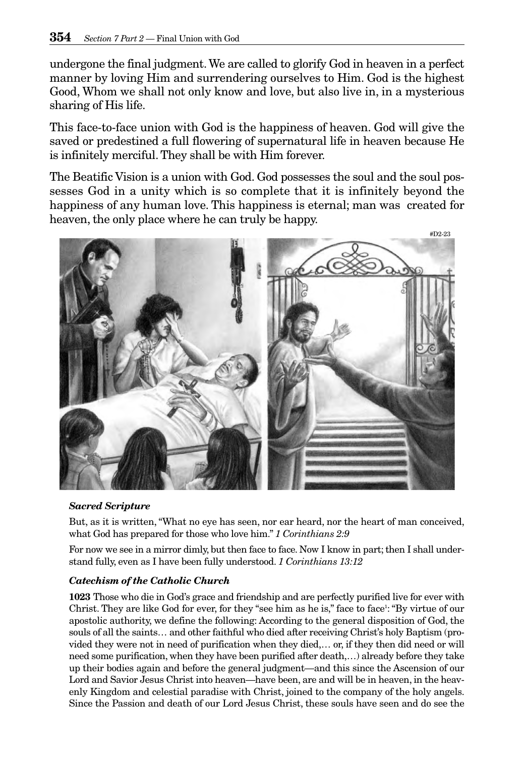undergone the final judgment. We are called to glorify God in heaven in a perfect manner by loving Him and surrendering ourselves to Him. God is the highest Good, Whom we shall not only know and love, but also live in, in a mysterious sharing of His life.

This face-to-face union with God is the happiness of heaven. God will give the saved or predestined a full flowering of supernatural life in heaven because He is infinitely merciful. They shall be with Him forever.

The Beatific Vision is a union with God. God possesses the soul and the soul possesses God in a unity which is so complete that it is infinitely beyond the happiness of any human love. This happiness is eternal; man was created for heaven, the only place where he can truly be happy.

#D2-23

***Sacred Scripture***

But, as it is written, "What no eye has seen, nor ear heard, nor the heart of man conceived, what God has prepared for those who love him." *1 Corinthians 2:9*

For now we see in a mirror dimly, but then face to face. Now I know in part; then I shall understand fully, even as I have been fully understood. *1 Corinthians 13:12*

***Catechism of the Catholic Church***

**1023** Those who die in God's grace and friendship and are perfectly purified live for ever with Christ. They are like God for ever, for they "see him as he is," face to face[1]: "By virtue of our apostolic authority, we define the following: According to the general disposition of God, the souls of all the saints… and other faithful who died after receiving Christ's holy Baptism (provided they were not in need of purification when they died,… or, if they then did need or will need some purification, when they have been purified after death,…) already before they take up their bodies again and before the general judgment—and this since the Ascension of our Lord and Savior Jesus Christ into heaven—have been, are and will be in heaven, in the heavenly Kingdom and celestial paradise with Christ, joined to the company of the holy angels. Since the Passion and death of our Lord Jesus Christ, these souls have seen and do see the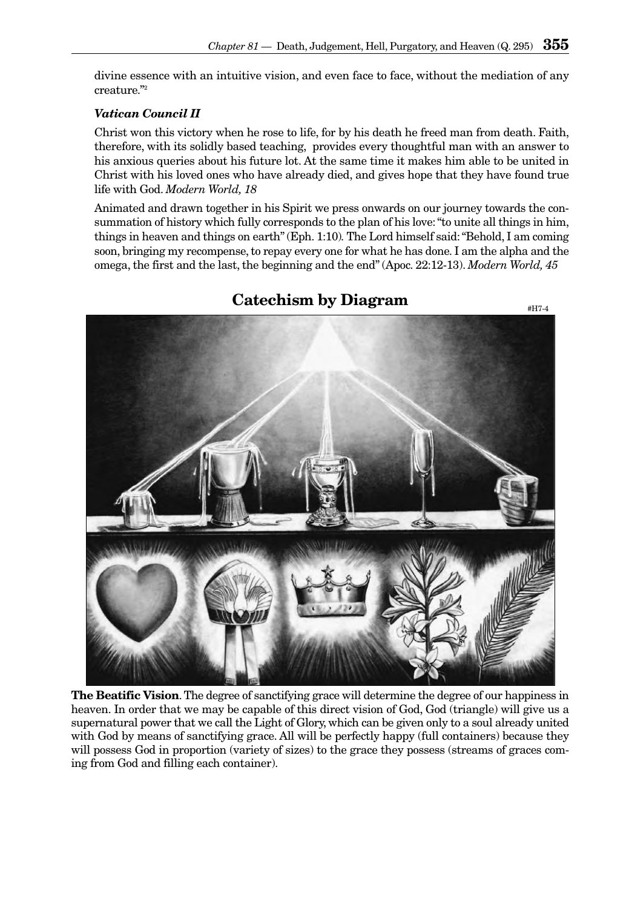divine essence with an intuitive vision, and even face to face, without the mediation of any creature."[2]

***Vatican Council II***

Christ won this victory when he rose to life, for by his death he freed man from death. Faith, therefore, with its solidly based teaching, provides every thoughtful man with an answer to his anxious queries about his future lot. At the same time it makes him able to be united in Christ with his loved ones who have already died, and gives hope that they have found true life with God. *Modern World, 18*

Animated and drawn together in his Spirit we press onwards on our journey towards the consummation of history which fully corresponds to the plan of his love: "to unite all things in him, things in heaven and things on earth" (Eph. 1:10). The Lord himself said: "Behold, I am coming soon, bringing my recompense, to repay every one for what he has done. I am the alpha and the omega, the first and the last, the beginning and the end" (Apoc. 22:12-13). *Modern World, 45*

## Catechism by Diagram

#H7-4

**The Beatific Vision**. The degree of sanctifying grace will determine the degree of our happiness in heaven. In order that we may be capable of this direct vision of God, God (triangle) will give us a supernatural power that we call the Light of Glory, which can be given only to a soul already united with God by means of sanctifying grace. All will be perfectly happy (full containers) because they will possess God in proportion (variety of sizes) to the grace they possess (streams of graces coming from God and filling each container).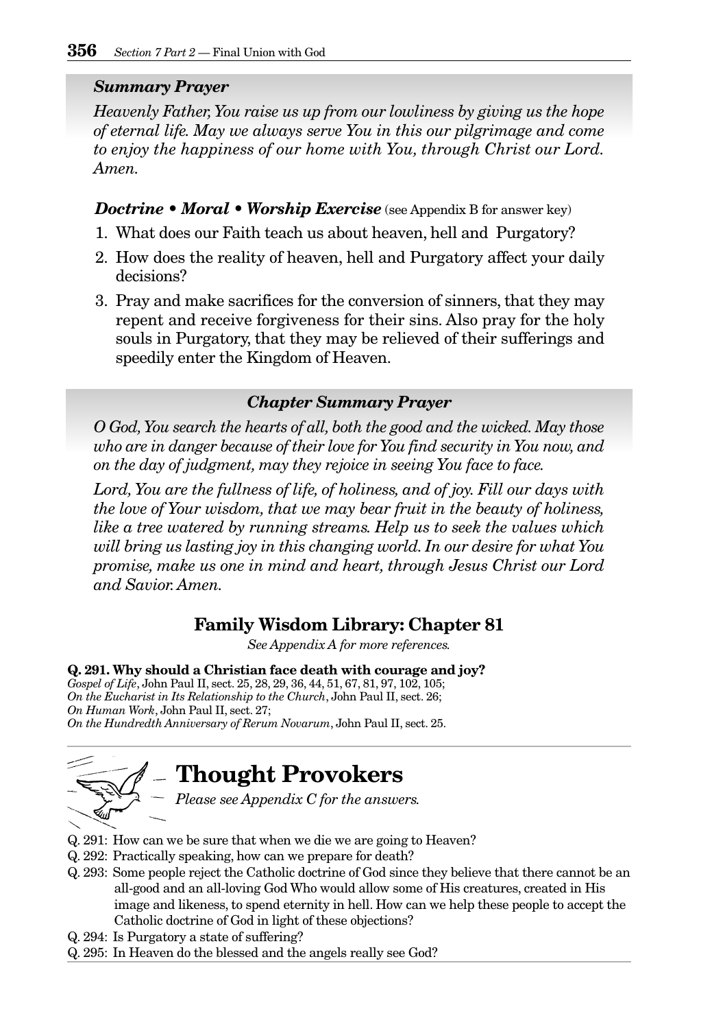*Summary Prayer*

*Heavenly Father, You raise us up from our lowliness by giving us the hope of eternal life. May we always serve You in this our pilgrimage and come to enjoy the happiness of our home with You, through Christ our Lord. Amen.*

***Doctrine • Moral • Worship Exercise*** (see Appendix B for answer key)

1. What does our Faith teach us about heaven, hell and Purgatory?
2. How does the reality of heaven, hell and Purgatory affect your daily decisions?
3. Pray and make sacrifices for the conversion of sinners, that they may repent and receive forgiveness for their sins. Also pray for the holy souls in Purgatory, that they may be relieved of their sufferings and speedily enter the Kingdom of Heaven.

***Chapter Summary Prayer***

*O God, You search the hearts of all, both the good and the wicked. May those who are in danger because of their love for You find security in You now, and on the day of judgment, may they rejoice in seeing You face to face.*

*Lord, You are the fullness of life, of holiness, and of joy. Fill our days with the love of Your wisdom, that we may bear fruit in the beauty of holiness, like a tree watered by running streams. Help us to seek the values which will bring us lasting joy in this changing world. In our desire for what You promise, make us one in mind and heart, through Jesus Christ our Lord and Savior. Amen.*

## Family Wisdom Library: Chapter 81

*See Appendix A for more references.*

**Q. 291. Why should a Christian face death with courage and joy?**
*Gospel of Life*, John Paul II, sect. 25, 28, 29, 36, 44, 51, 67, 81, 97, 102, 105;
*On the Eucharist in Its Relationship to the Church*, John Paul II, sect. 26;
*On Human Work*, John Paul II, sect. 27;
*On the Hundredth Anniversary of Rerum Novarum*, John Paul II, sect. 25.

# Thought Provokers

*Please see Appendix C for the answers.*

Q. 291: How can we be sure that when we die we are going to Heaven?
Q. 292: Practically speaking, how can we prepare for death?
Q. 293: Some people reject the Catholic doctrine of God since they believe that there cannot be an all-good and an all-loving God Who would allow some of His creatures, created in His image and likeness, to spend eternity in hell. How can we help these people to accept the Catholic doctrine of God in light of these objections?
Q. 294: Is Purgatory a state of suffering?
Q. 295: In Heaven do the blessed and the angels really see God?